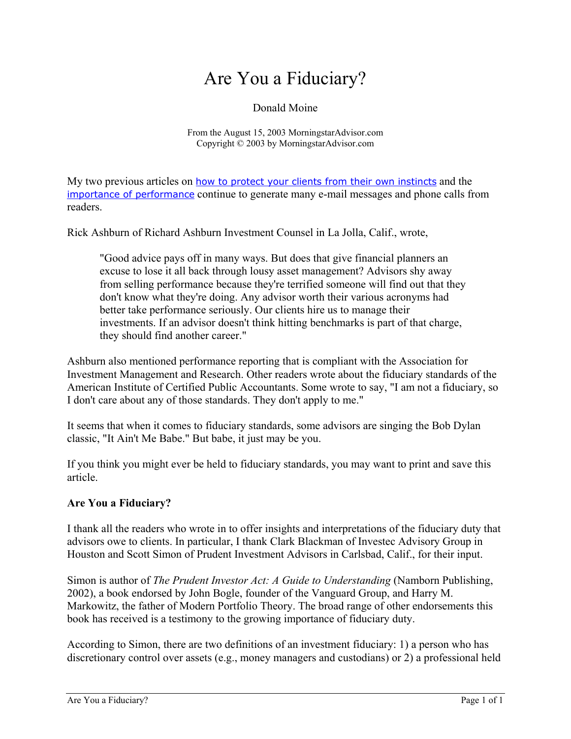# Are You a Fiduciary?

Donald Moine

From the August 15, 2003 MorningstarAdvisor.com
Copyright © 2003 by MorningstarAdvisor.com

My two previous articles on how to protect your clients from their own instincts and the importance of performance continue to generate many e-mail messages and phone calls from readers.

Rick Ashburn of Richard Ashburn Investment Counsel in La Jolla, Calif., wrote,

> "Good advice pays off in many ways. But does that give financial planners an excuse to lose it all back through lousy asset management? Advisors shy away from selling performance because they're terrified someone will find out that they don't know what they're doing. Any advisor worth their various acronyms had better take performance seriously. Our clients hire us to manage their investments. If an advisor doesn't think hitting benchmarks is part of that charge, they should find another career."

Ashburn also mentioned performance reporting that is compliant with the Association for Investment Management and Research. Other readers wrote about the fiduciary standards of the American Institute of Certified Public Accountants. Some wrote to say, "I am not a fiduciary, so I don't care about any of those standards. They don't apply to me."

It seems that when it comes to fiduciary standards, some advisors are singing the Bob Dylan classic, "It Ain't Me Babe." But babe, it just may be you.

If you think you might ever be held to fiduciary standards, you may want to print and save this article.

**Are You a Fiduciary?**

I thank all the readers who wrote in to offer insights and interpretations of the fiduciary duty that advisors owe to clients. In particular, I thank Clark Blackman of Investec Advisory Group in Houston and Scott Simon of Prudent Investment Advisors in Carlsbad, Calif., for their input.

Simon is author of *The Prudent Investor Act: A Guide to Understanding* (Namborn Publishing, 2002), a book endorsed by John Bogle, founder of the Vanguard Group, and Harry M. Markowitz, the father of Modern Portfolio Theory. The broad range of other endorsements this book has received is a testimony to the growing importance of fiduciary duty.

According to Simon, there are two definitions of an investment fiduciary: 1) a person who has discretionary control over assets (e.g., money managers and custodians) or 2) a professional held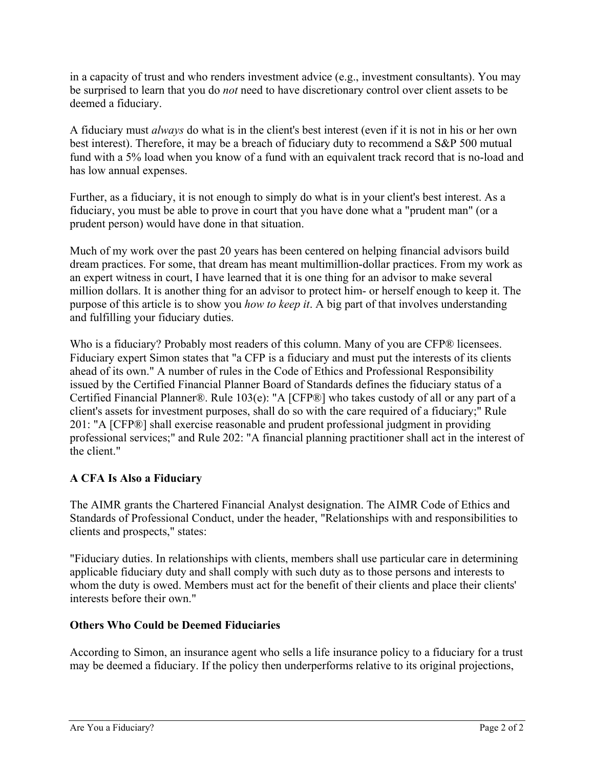in a capacity of trust and who renders investment advice (e.g., investment consultants). You may be surprised to learn that you do *not* need to have discretionary control over client assets to be deemed a fiduciary.

A fiduciary must *always* do what is in the client's best interest (even if it is not in his or her own best interest). Therefore, it may be a breach of fiduciary duty to recommend a S&P 500 mutual fund with a 5% load when you know of a fund with an equivalent track record that is no-load and has low annual expenses.

Further, as a fiduciary, it is not enough to simply do what is in your client's best interest. As a fiduciary, you must be able to prove in court that you have done what a "prudent man" (or a prudent person) would have done in that situation.

Much of my work over the past 20 years has been centered on helping financial advisors build dream practices. For some, that dream has meant multimillion-dollar practices. From my work as an expert witness in court, I have learned that it is one thing for an advisor to make several million dollars. It is another thing for an advisor to protect him- or herself enough to keep it. The purpose of this article is to show you *how to keep it*. A big part of that involves understanding and fulfilling your fiduciary duties.

Who is a fiduciary? Probably most readers of this column. Many of you are CFP® licensees. Fiduciary expert Simon states that "a CFP is a fiduciary and must put the interests of its clients ahead of its own." A number of rules in the Code of Ethics and Professional Responsibility issued by the Certified Financial Planner Board of Standards defines the fiduciary status of a Certified Financial Planner®. Rule 103(e): "A [CFP®] who takes custody of all or any part of a client's assets for investment purposes, shall do so with the care required of a fiduciary;" Rule 201: "A [CFP®] shall exercise reasonable and prudent professional judgment in providing professional services;" and Rule 202: "A financial planning practitioner shall act in the interest of the client."

**A CFA Is Also a Fiduciary**

The AIMR grants the Chartered Financial Analyst designation. The AIMR Code of Ethics and Standards of Professional Conduct, under the header, "Relationships with and responsibilities to clients and prospects," states:

"Fiduciary duties. In relationships with clients, members shall use particular care in determining applicable fiduciary duty and shall comply with such duty as to those persons and interests to whom the duty is owed. Members must act for the benefit of their clients and place their clients' interests before their own."

**Others Who Could be Deemed Fiduciaries**

According to Simon, an insurance agent who sells a life insurance policy to a fiduciary for a trust may be deemed a fiduciary. If the policy then underperforms relative to its original projections,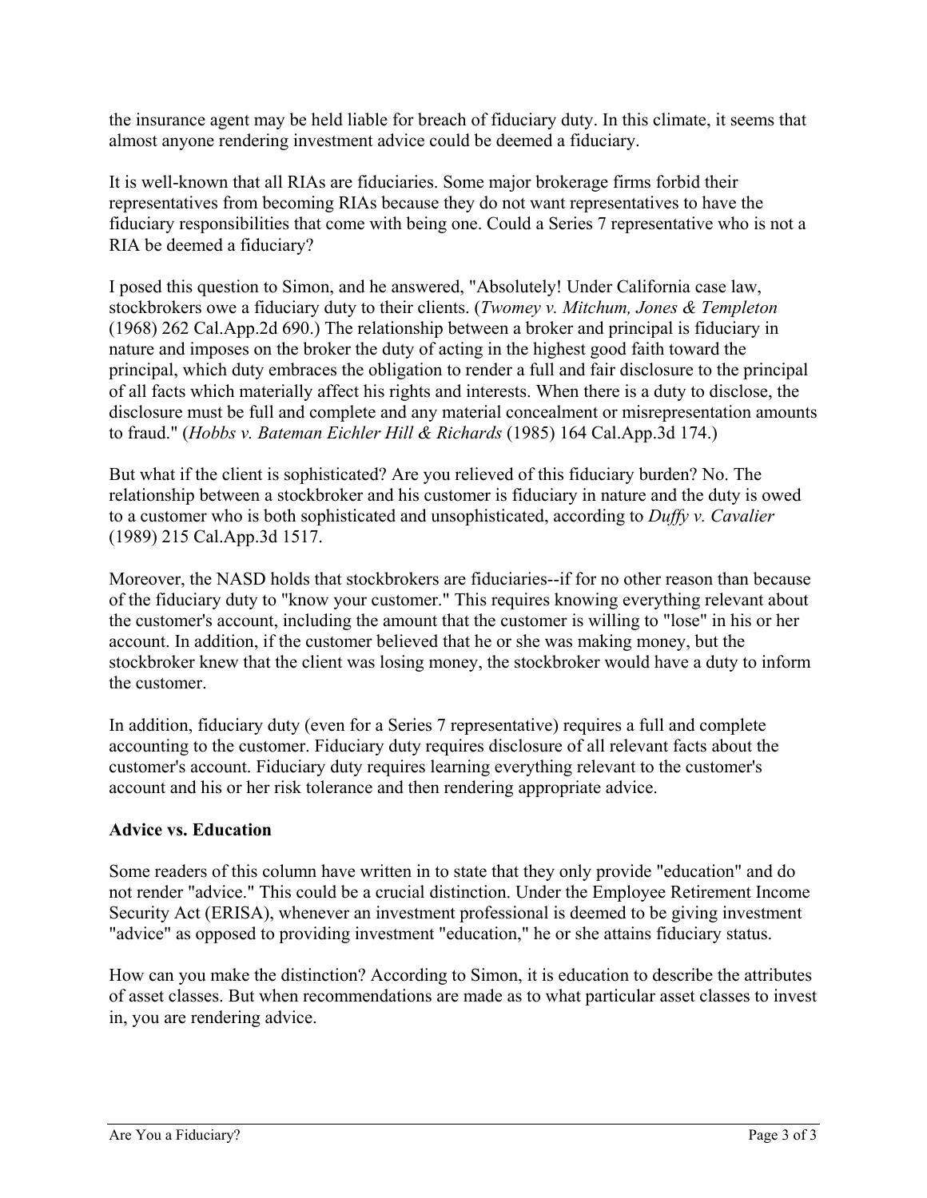the insurance agent may be held liable for breach of fiduciary duty. In this climate, it seems that almost anyone rendering investment advice could be deemed a fiduciary.

It is well-known that all RIAs are fiduciaries. Some major brokerage firms forbid their representatives from becoming RIAs because they do not want representatives to have the fiduciary responsibilities that come with being one. Could a Series 7 representative who is not a RIA be deemed a fiduciary?

I posed this question to Simon, and he answered, "Absolutely! Under California case law, stockbrokers owe a fiduciary duty to their clients. (*Twomey v. Mitchum, Jones & Templeton* (1968) 262 Cal.App.2d 690.) The relationship between a broker and principal is fiduciary in nature and imposes on the broker the duty of acting in the highest good faith toward the principal, which duty embraces the obligation to render a full and fair disclosure to the principal of all facts which materially affect his rights and interests. When there is a duty to disclose, the disclosure must be full and complete and any material concealment or misrepresentation amounts to fraud." (*Hobbs v. Bateman Eichler Hill & Richards* (1985) 164 Cal.App.3d 174.)

But what if the client is sophisticated? Are you relieved of this fiduciary burden? No. The relationship between a stockbroker and his customer is fiduciary in nature and the duty is owed to a customer who is both sophisticated and unsophisticated, according to *Duffy v. Cavalier* (1989) 215 Cal.App.3d 1517.

Moreover, the NASD holds that stockbrokers are fiduciaries--if for no other reason than because of the fiduciary duty to "know your customer." This requires knowing everything relevant about the customer's account, including the amount that the customer is willing to "lose" in his or her account. In addition, if the customer believed that he or she was making money, but the stockbroker knew that the client was losing money, the stockbroker would have a duty to inform the customer.

In addition, fiduciary duty (even for a Series 7 representative) requires a full and complete accounting to the customer. Fiduciary duty requires disclosure of all relevant facts about the customer's account. Fiduciary duty requires learning everything relevant to the customer's account and his or her risk tolerance and then rendering appropriate advice.

**Advice vs. Education**

Some readers of this column have written in to state that they only provide "education" and do not render "advice." This could be a crucial distinction. Under the Employee Retirement Income Security Act (ERISA), whenever an investment professional is deemed to be giving investment "advice" as opposed to providing investment "education," he or she attains fiduciary status.

How can you make the distinction? According to Simon, it is education to describe the attributes of asset classes. But when recommendations are made as to what particular asset classes to invest in, you are rendering advice.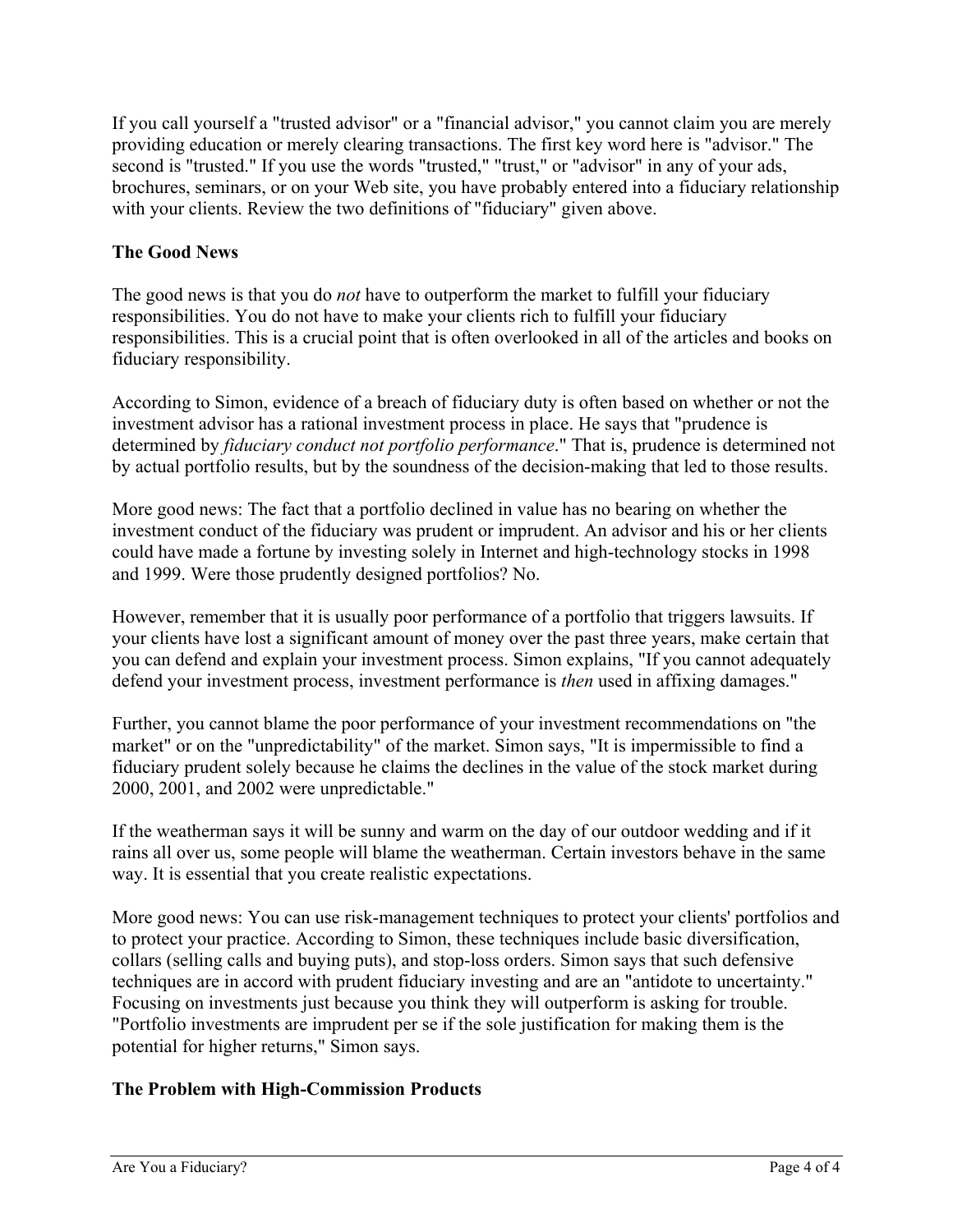If you call yourself a "trusted advisor" or a "financial advisor," you cannot claim you are merely providing education or merely clearing transactions. The first key word here is "advisor." The second is "trusted." If you use the words "trusted," "trust," or "advisor" in any of your ads, brochures, seminars, or on your Web site, you have probably entered into a fiduciary relationship with your clients. Review the two definitions of "fiduciary" given above.

## The Good News

The good news is that you do *not* have to outperform the market to fulfill your fiduciary responsibilities. You do not have to make your clients rich to fulfill your fiduciary responsibilities. This is a crucial point that is often overlooked in all of the articles and books on fiduciary responsibility.

According to Simon, evidence of a breach of fiduciary duty is often based on whether or not the investment advisor has a rational investment process in place. He says that "prudence is determined by *fiduciary conduct not portfolio performance*." That is, prudence is determined not by actual portfolio results, but by the soundness of the decision-making that led to those results.

More good news: The fact that a portfolio declined in value has no bearing on whether the investment conduct of the fiduciary was prudent or imprudent. An advisor and his or her clients could have made a fortune by investing solely in Internet and high-technology stocks in 1998 and 1999. Were those prudently designed portfolios? No.

However, remember that it is usually poor performance of a portfolio that triggers lawsuits. If your clients have lost a significant amount of money over the past three years, make certain that you can defend and explain your investment process. Simon explains, "If you cannot adequately defend your investment process, investment performance is *then* used in affixing damages."

Further, you cannot blame the poor performance of your investment recommendations on "the market" or on the "unpredictability" of the market. Simon says, "It is impermissible to find a fiduciary prudent solely because he claims the declines in the value of the stock market during 2000, 2001, and 2002 were unpredictable."

If the weatherman says it will be sunny and warm on the day of our outdoor wedding and if it rains all over us, some people will blame the weatherman. Certain investors behave in the same way. It is essential that you create realistic expectations.

More good news: You can use risk-management techniques to protect your clients' portfolios and to protect your practice. According to Simon, these techniques include basic diversification, collars (selling calls and buying puts), and stop-loss orders. Simon says that such defensive techniques are in accord with prudent fiduciary investing and are an "antidote to uncertainty." Focusing on investments just because you think they will outperform is asking for trouble. "Portfolio investments are imprudent per se if the sole justification for making them is the potential for higher returns," Simon says.

## The Problem with High-Commission Products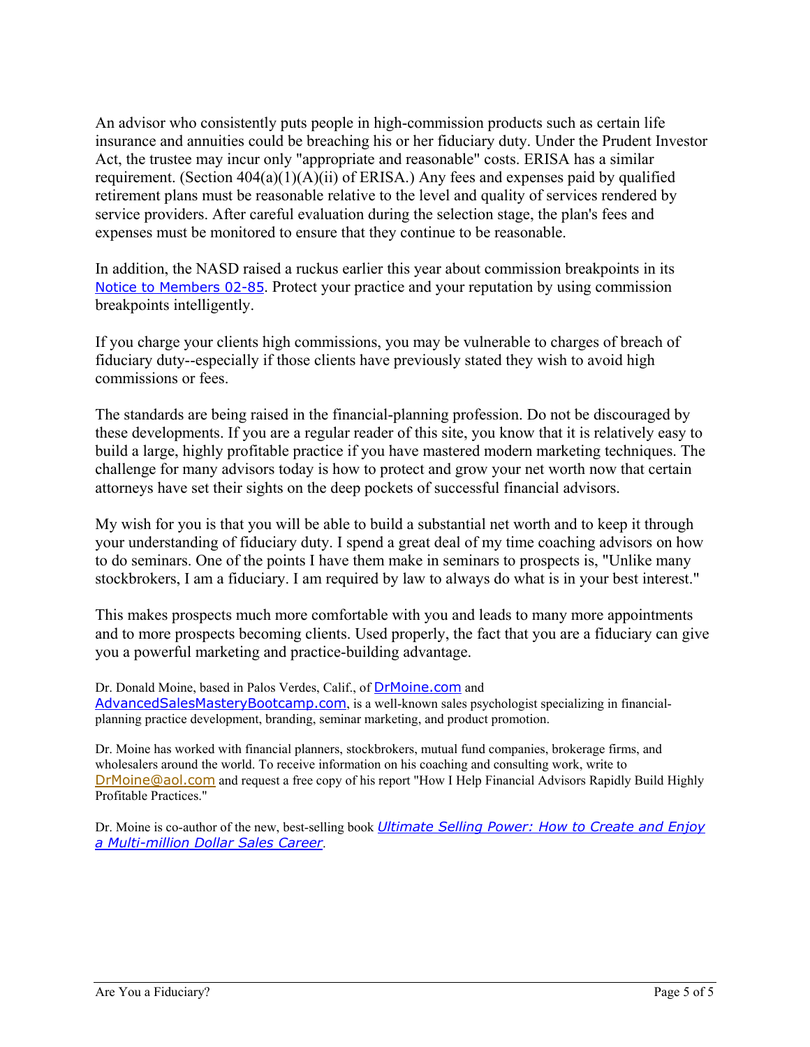An advisor who consistently puts people in high-commission products such as certain life insurance and annuities could be breaching his or her fiduciary duty. Under the Prudent Investor Act, the trustee may incur only "appropriate and reasonable" costs. ERISA has a similar requirement. (Section 404(a)(1)(A)(ii) of ERISA.) Any fees and expenses paid by qualified retirement plans must be reasonable relative to the level and quality of services rendered by service providers. After careful evaluation during the selection stage, the plan's fees and expenses must be monitored to ensure that they continue to be reasonable.

In addition, the NASD raised a ruckus earlier this year about commission breakpoints in its Notice to Members 02-85. Protect your practice and your reputation by using commission breakpoints intelligently.

If you charge your clients high commissions, you may be vulnerable to charges of breach of fiduciary duty--especially if those clients have previously stated they wish to avoid high commissions or fees.

The standards are being raised in the financial-planning profession. Do not be discouraged by these developments. If you are a regular reader of this site, you know that it is relatively easy to build a large, highly profitable practice if you have mastered modern marketing techniques. The challenge for many advisors today is how to protect and grow your net worth now that certain attorneys have set their sights on the deep pockets of successful financial advisors.

My wish for you is that you will be able to build a substantial net worth and to keep it through your understanding of fiduciary duty. I spend a great deal of my time coaching advisors on how to do seminars. One of the points I have them make in seminars to prospects is, "Unlike many stockbrokers, I am a fiduciary. I am required by law to always do what is in your best interest."

This makes prospects much more comfortable with you and leads to many more appointments and to more prospects becoming clients. Used properly, the fact that you are a fiduciary can give you a powerful marketing and practice-building advantage.

Dr. Donald Moine, based in Palos Verdes, Calif., of DrMoine.com and AdvancedSalesMasteryBootcamp.com, is a well-known sales psychologist specializing in financial-planning practice development, branding, seminar marketing, and product promotion.

Dr. Moine has worked with financial planners, stockbrokers, mutual fund companies, brokerage firms, and wholesalers around the world. To receive information on his coaching and consulting work, write to DrMoine@aol.com and request a free copy of his report "How I Help Financial Advisors Rapidly Build Highly Profitable Practices."

Dr. Moine is co-author of the new, best-selling book *Ultimate Selling Power: How to Create and Enjoy a Multi-million Dollar Sales Career*.